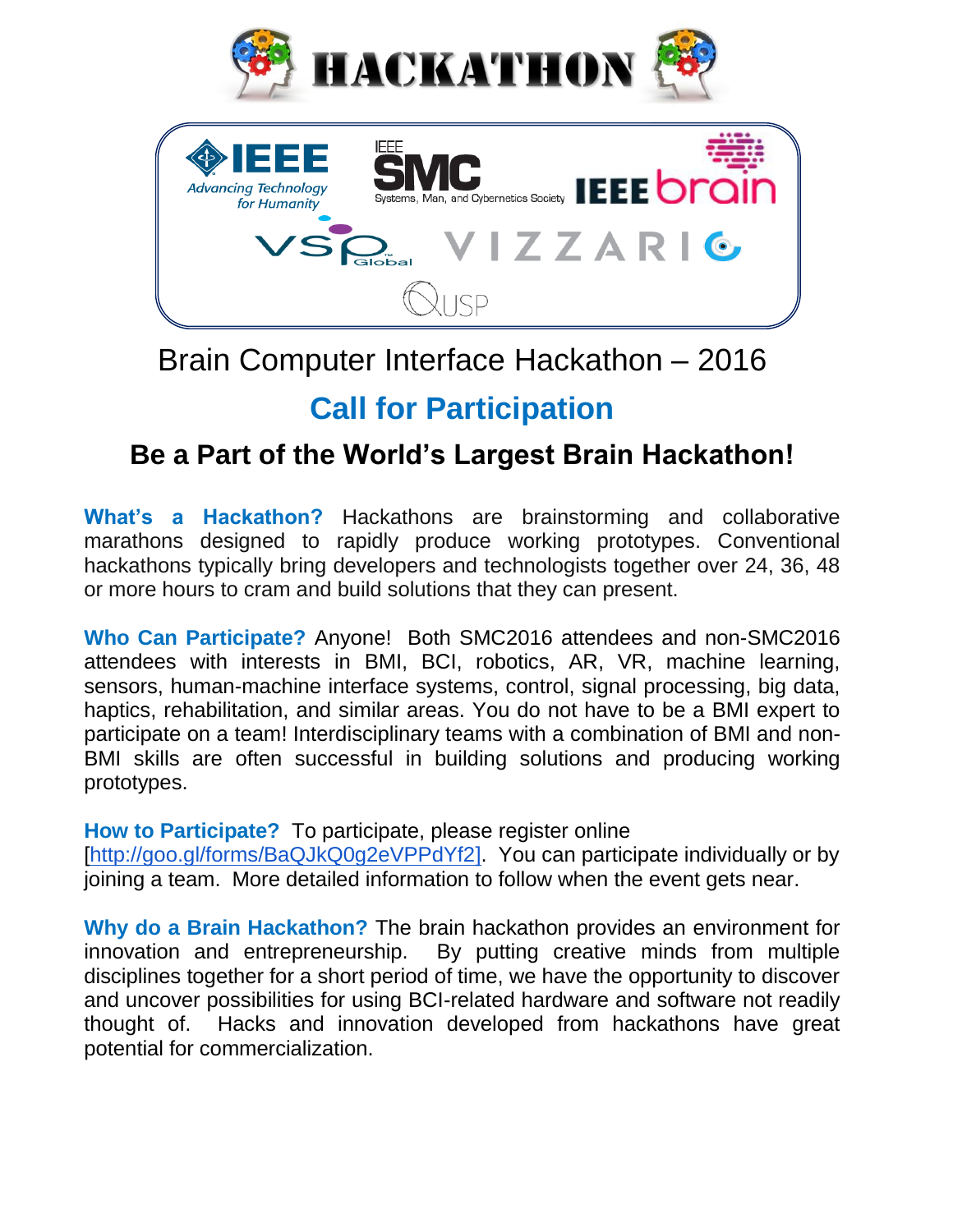# HACKATHON

Brain Computer Interface Hackathon – 2016

## Call for Participation

### Be a Part of the World's Largest Brain Hackathon!

**What's a Hackathon?** Hackathons are brainstorming and collaborative marathons designed to rapidly produce working prototypes. Conventional hackathons typically bring developers and technologists together over 24, 36, 48 or more hours to cram and build solutions that they can present.

**Who Can Participate?** Anyone! Both SMC2016 attendees and non-SMC2016 attendees with interests in BMI, BCI, robotics, AR, VR, machine learning, sensors, human-machine interface systems, control, signal processing, big data, haptics, rehabilitation, and similar areas. You do not have to be a BMI expert to participate on a team! Interdisciplinary teams with a combination of BMI and non-BMI skills are often successful in building solutions and producing working prototypes.

**How to Participate?** To participate, please register online [http://goo.gl/forms/BaQJkQ0g2eVPPdYf2]. You can participate individually or by joining a team. More detailed information to follow when the event gets near.

**Why do a Brain Hackathon?** The brain hackathon provides an environment for innovation and entrepreneurship. By putting creative minds from multiple disciplines together for a short period of time, we have the opportunity to discover and uncover possibilities for using BCI-related hardware and software not readily thought of. Hacks and innovation developed from hackathons have great potential for commercialization.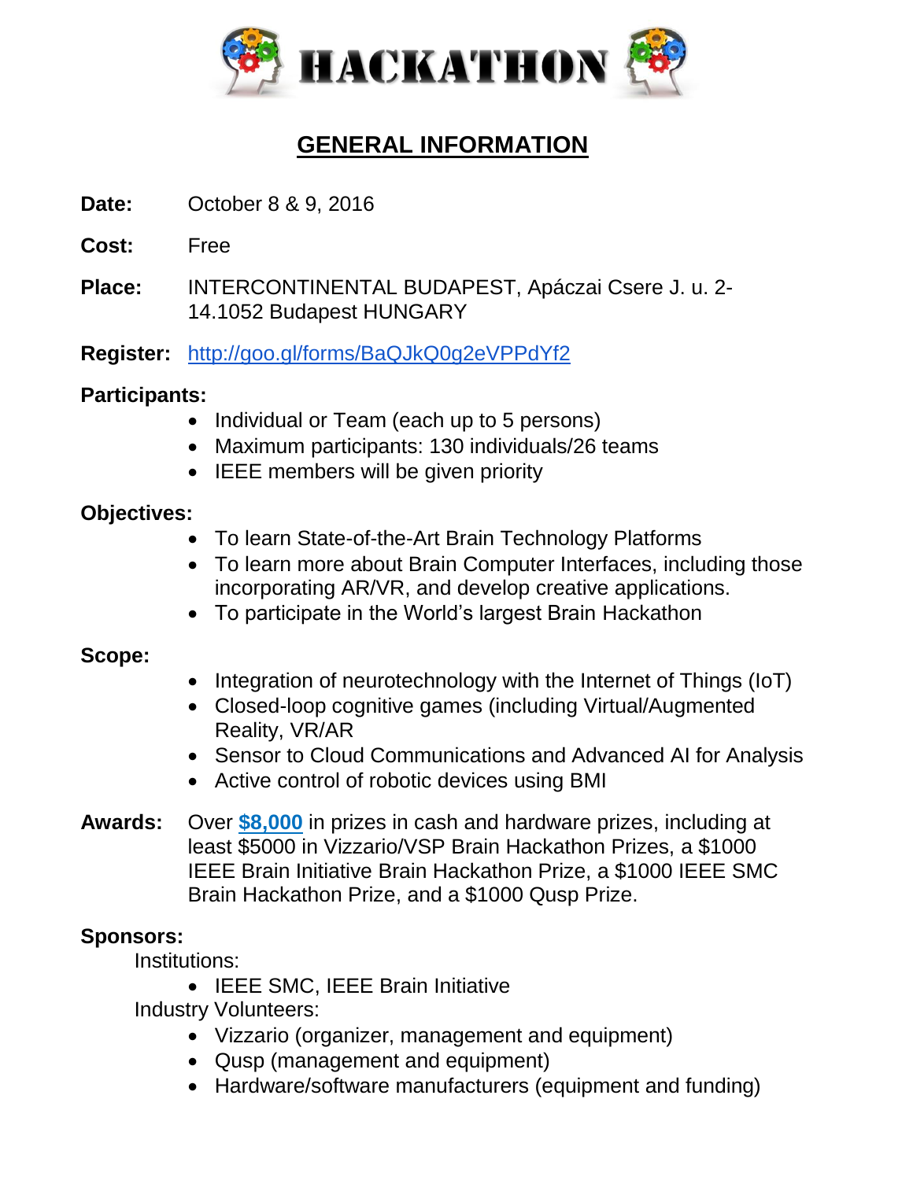# HACKATHON

## GENERAL INFORMATION

**Date:** October 8 & 9, 2016

**Cost:** Free

**Place:** INTERCONTINENTAL BUDAPEST, Apáczai Csere J. u. 2-14.1052 Budapest HUNGARY

**Register:** http://goo.gl/forms/BaQJkQ0g2eVPPdYf2

**Participants:**

- Individual or Team (each up to 5 persons)
- Maximum participants: 130 individuals/26 teams
- IEEE members will be given priority

**Objectives:**

- To learn State-of-the-Art Brain Technology Platforms
- To learn more about Brain Computer Interfaces, including those incorporating AR/VR, and develop creative applications.
- To participate in the World's largest Brain Hackathon

**Scope:**

- Integration of neurotechnology with the Internet of Things (IoT)
- Closed-loop cognitive games (including Virtual/Augmented Reality, VR/AR
- Sensor to Cloud Communications and Advanced AI for Analysis
- Active control of robotic devices using BMI

**Awards:** Over **$8,000** in prizes in cash and hardware prizes, including at least $5000 in Vizzario/VSP Brain Hackathon Prizes, a $1000 IEEE Brain Initiative Brain Hackathon Prize, a $1000 IEEE SMC Brain Hackathon Prize, and a $1000 Qusp Prize.

**Sponsors:**

Institutions:

- IEEE SMC, IEEE Brain Initiative

Industry Volunteers:

- Vizzario (organizer, management and equipment)
- Qusp (management and equipment)
- Hardware/software manufacturers (equipment and funding)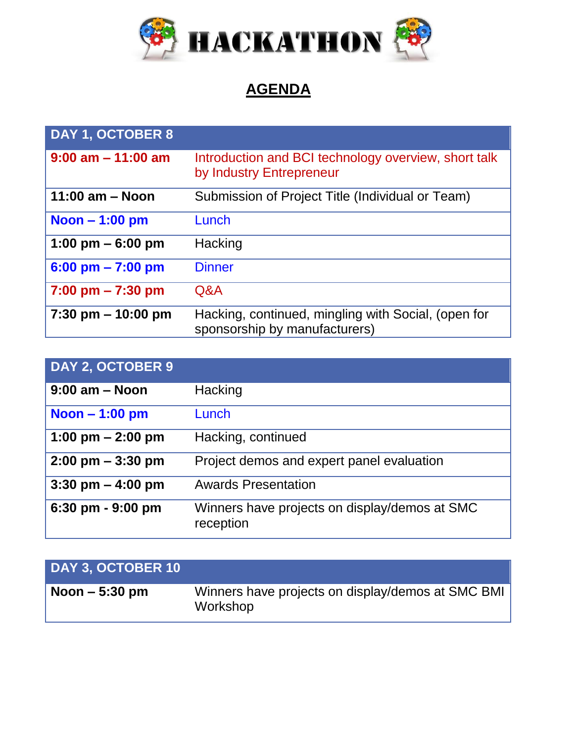# HACKATHON

## AGENDA

| DAY 1, OCTOBER 8 | |
|---|---|
| **9:00 am – 11:00 am** | Introduction and BCI technology overview, short talk by Industry Entrepreneur |
| **11:00 am – Noon** | Submission of Project Title (Individual or Team) |
| **Noon – 1:00 pm** | Lunch |
| **1:00 pm – 6:00 pm** | Hacking |
| **6:00 pm – 7:00 pm** | Dinner |
| **7:00 pm – 7:30 pm** | Q&A |
| **7:30 pm – 10:00 pm** | Hacking, continued, mingling with Social, (open for sponsorship by manufacturers) |

| DAY 2, OCTOBER 9 | |
|---|---|
| **9:00 am – Noon** | Hacking |
| **Noon – 1:00 pm** | Lunch |
| **1:00 pm – 2:00 pm** | Hacking, continued |
| **2:00 pm – 3:30 pm** | Project demos and expert panel evaluation |
| **3:30 pm – 4:00 pm** | Awards Presentation |
| **6:30 pm - 9:00 pm** | Winners have projects on display/demos at SMC reception |

| DAY 3, OCTOBER 10 | |
|---|---|
| **Noon – 5:30 pm** | Winners have projects on display/demos at SMC BMI Workshop |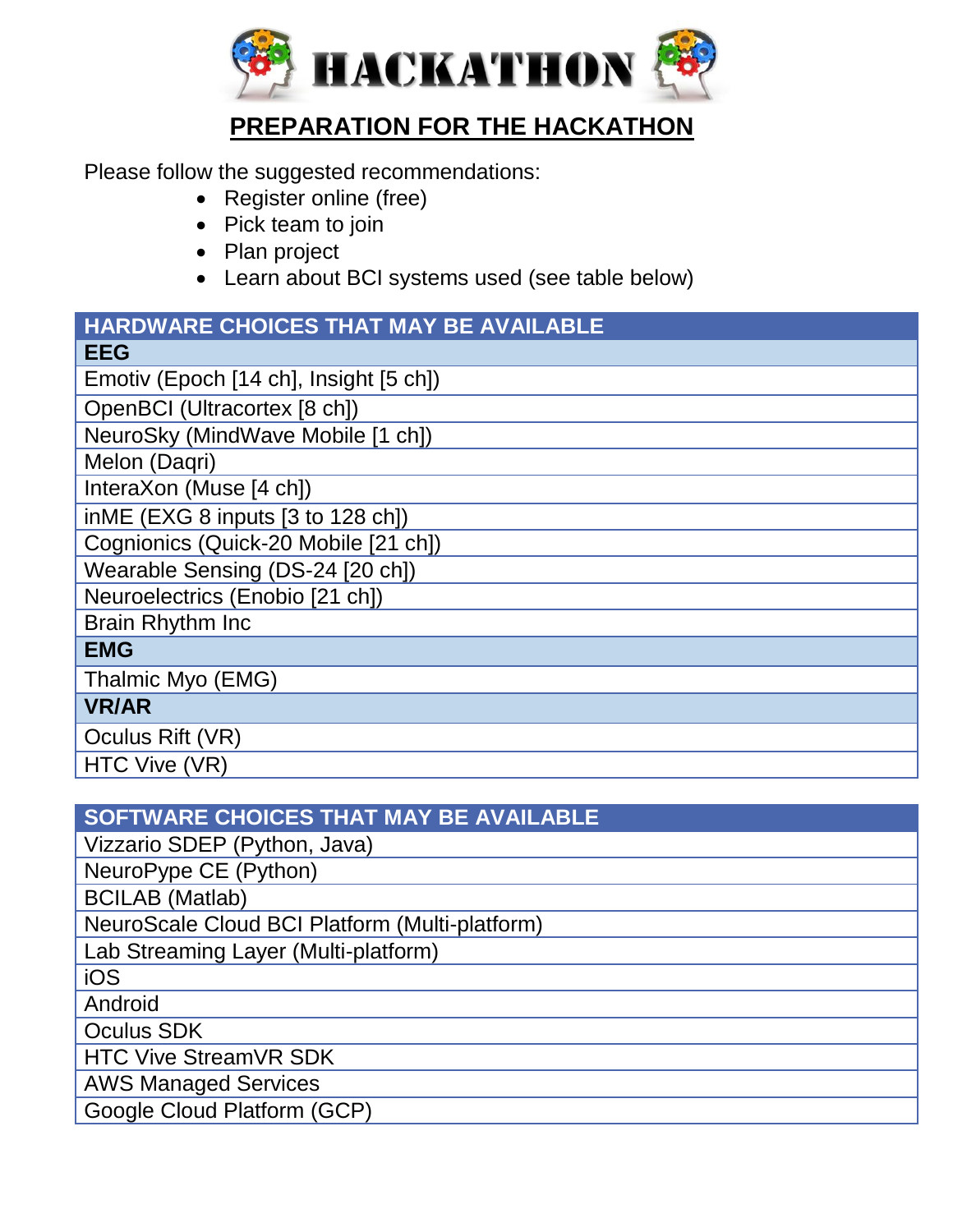# HACKATHON

## PREPARATION FOR THE HACKATHON

Please follow the suggested recommendations:

- Register online (free)
- Pick team to join
- Plan project
- Learn about BCI systems used (see table below)

| HARDWARE CHOICES THAT MAY BE AVAILABLE |
|---|
| **EEG** |
| Emotiv (Epoch [14 ch], Insight [5 ch]) |
| OpenBCI (Ultracortex [8 ch]) |
| NeuroSky (MindWave Mobile [1 ch]) |
| Melon (Daqri) |
| InteraXon (Muse [4 ch]) |
| inME (EXG 8 inputs [3 to 128 ch]) |
| Cognionics (Quick-20 Mobile [21 ch]) |
| Wearable Sensing (DS-24 [20 ch]) |
| Neuroelectrics (Enobio [21 ch]) |
| Brain Rhythm Inc |
| **EMG** |
| Thalmic Myo (EMG) |
| **VR/AR** |
| Oculus Rift (VR) |
| HTC Vive (VR) |

| SOFTWARE CHOICES THAT MAY BE AVAILABLE |
|---|
| Vizzario SDEP (Python, Java) |
| NeuroPype CE (Python) |
| BCILAB (Matlab) |
| NeuroScale Cloud BCI Platform (Multi-platform) |
| Lab Streaming Layer (Multi-platform) |
| iOS |
| Android |
| Oculus SDK |
| HTC Vive StreamVR SDK |
| AWS Managed Services |
| Google Cloud Platform (GCP) |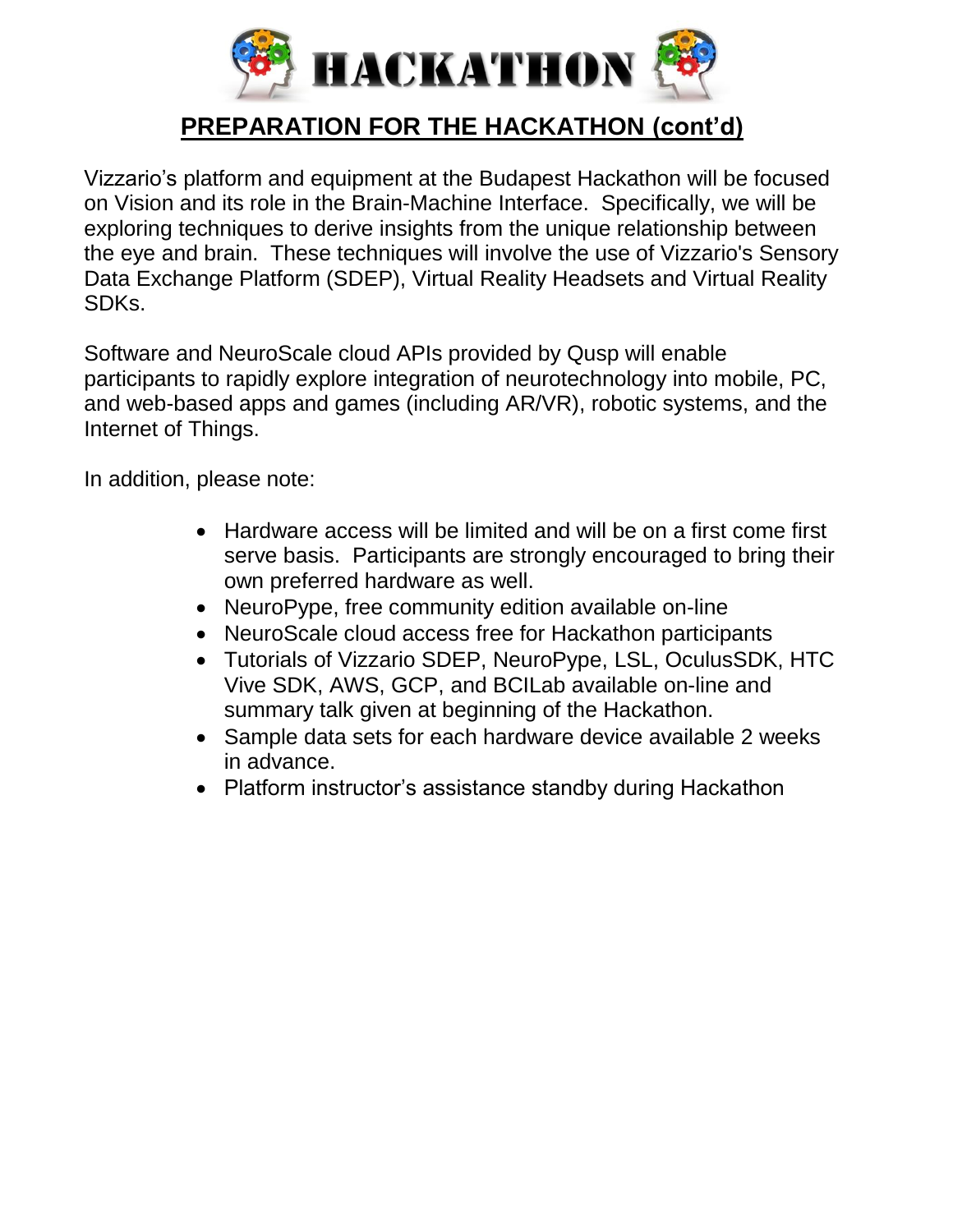# HACKATHON

## PREPARATION FOR THE HACKATHON (cont'd)

Vizzario's platform and equipment at the Budapest Hackathon will be focused on Vision and its role in the Brain-Machine Interface. Specifically, we will be exploring techniques to derive insights from the unique relationship between the eye and brain. These techniques will involve the use of Vizzario's Sensory Data Exchange Platform (SDEP), Virtual Reality Headsets and Virtual Reality SDKs.

Software and NeuroScale cloud APIs provided by Qusp will enable participants to rapidly explore integration of neurotechnology into mobile, PC, and web-based apps and games (including AR/VR), robotic systems, and the Internet of Things.

In addition, please note:

- Hardware access will be limited and will be on a first come first serve basis. Participants are strongly encouraged to bring their own preferred hardware as well.
- NeuroPype, free community edition available on-line
- NeuroScale cloud access free for Hackathon participants
- Tutorials of Vizzario SDEP, NeuroPype, LSL, OculusSDK, HTC Vive SDK, AWS, GCP, and BCILab available on-line and summary talk given at beginning of the Hackathon.
- Sample data sets for each hardware device available 2 weeks in advance.
- Platform instructor's assistance standby during Hackathon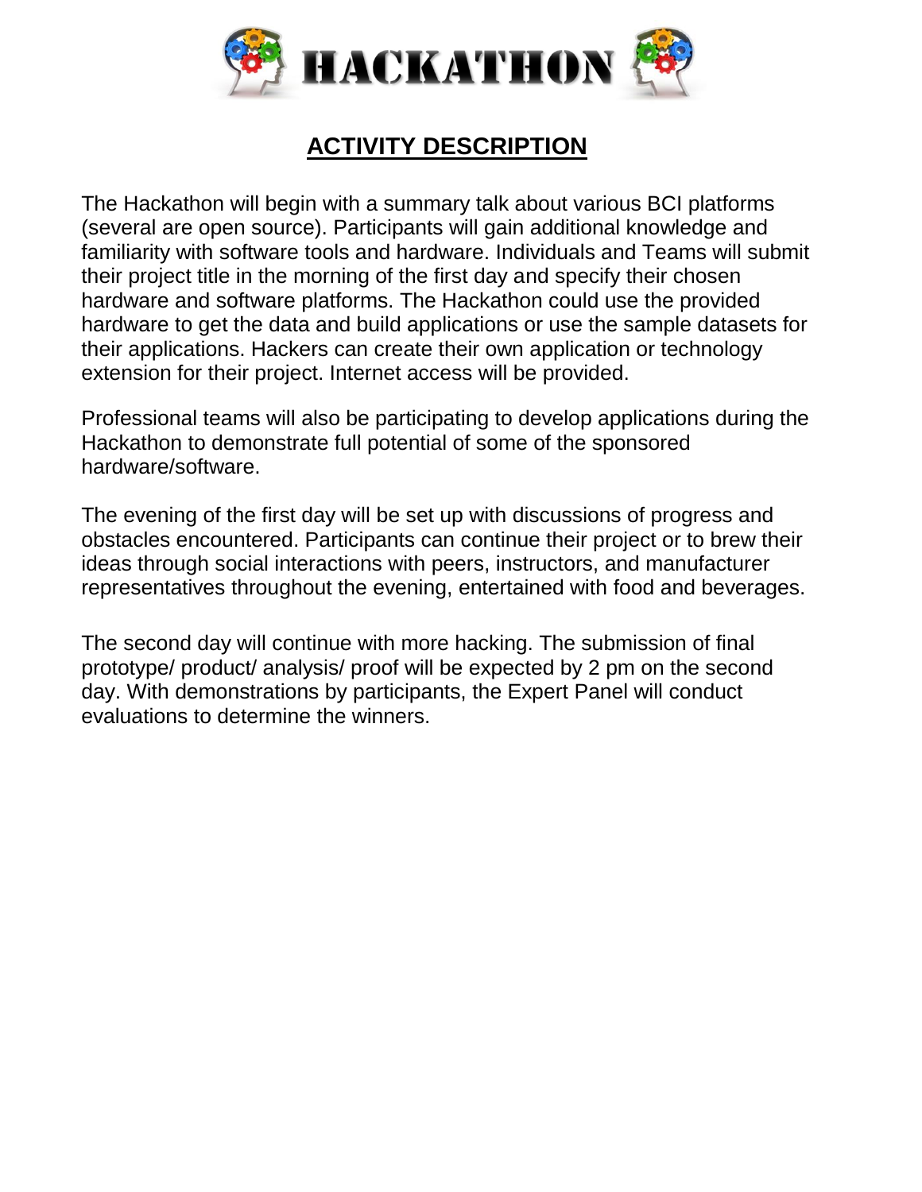# HACKATHON

## ACTIVITY DESCRIPTION

The Hackathon will begin with a summary talk about various BCI platforms (several are open source). Participants will gain additional knowledge and familiarity with software tools and hardware. Individuals and Teams will submit their project title in the morning of the first day and specify their chosen hardware and software platforms. The Hackathon could use the provided hardware to get the data and build applications or use the sample datasets for their applications. Hackers can create their own application or technology extension for their project. Internet access will be provided.

Professional teams will also be participating to develop applications during the Hackathon to demonstrate full potential of some of the sponsored hardware/software.

The evening of the first day will be set up with discussions of progress and obstacles encountered. Participants can continue their project or to brew their ideas through social interactions with peers, instructors, and manufacturer representatives throughout the evening, entertained with food and beverages.

The second day will continue with more hacking. The submission of final prototype/ product/ analysis/ proof will be expected by 2 pm on the second day. With demonstrations by participants, the Expert Panel will conduct evaluations to determine the winners.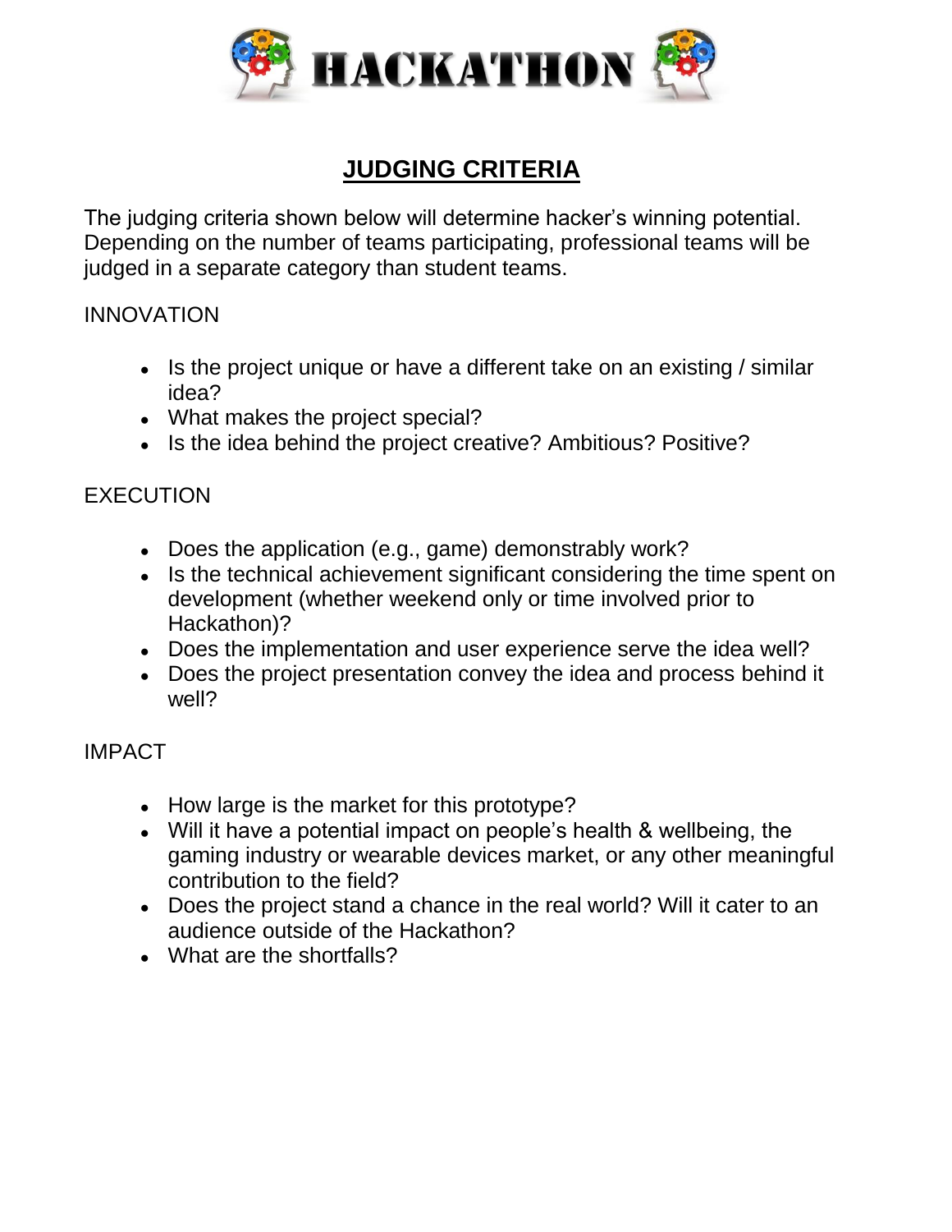# HACKATHON

## JUDGING CRITERIA

The judging criteria shown below will determine hacker's winning potential. Depending on the number of teams participating, professional teams will be judged in a separate category than student teams.

### INNOVATION

- Is the project unique or have a different take on an existing / similar idea?
- What makes the project special?
- Is the idea behind the project creative? Ambitious? Positive?

### EXECUTION

- Does the application (e.g., game) demonstrably work?
- Is the technical achievement significant considering the time spent on development (whether weekend only or time involved prior to Hackathon)?
- Does the implementation and user experience serve the idea well?
- Does the project presentation convey the idea and process behind it well?

### IMPACT

- How large is the market for this prototype?
- Will it have a potential impact on people's health & wellbeing, the gaming industry or wearable devices market, or any other meaningful contribution to the field?
- Does the project stand a chance in the real world? Will it cater to an audience outside of the Hackathon?
- What are the shortfalls?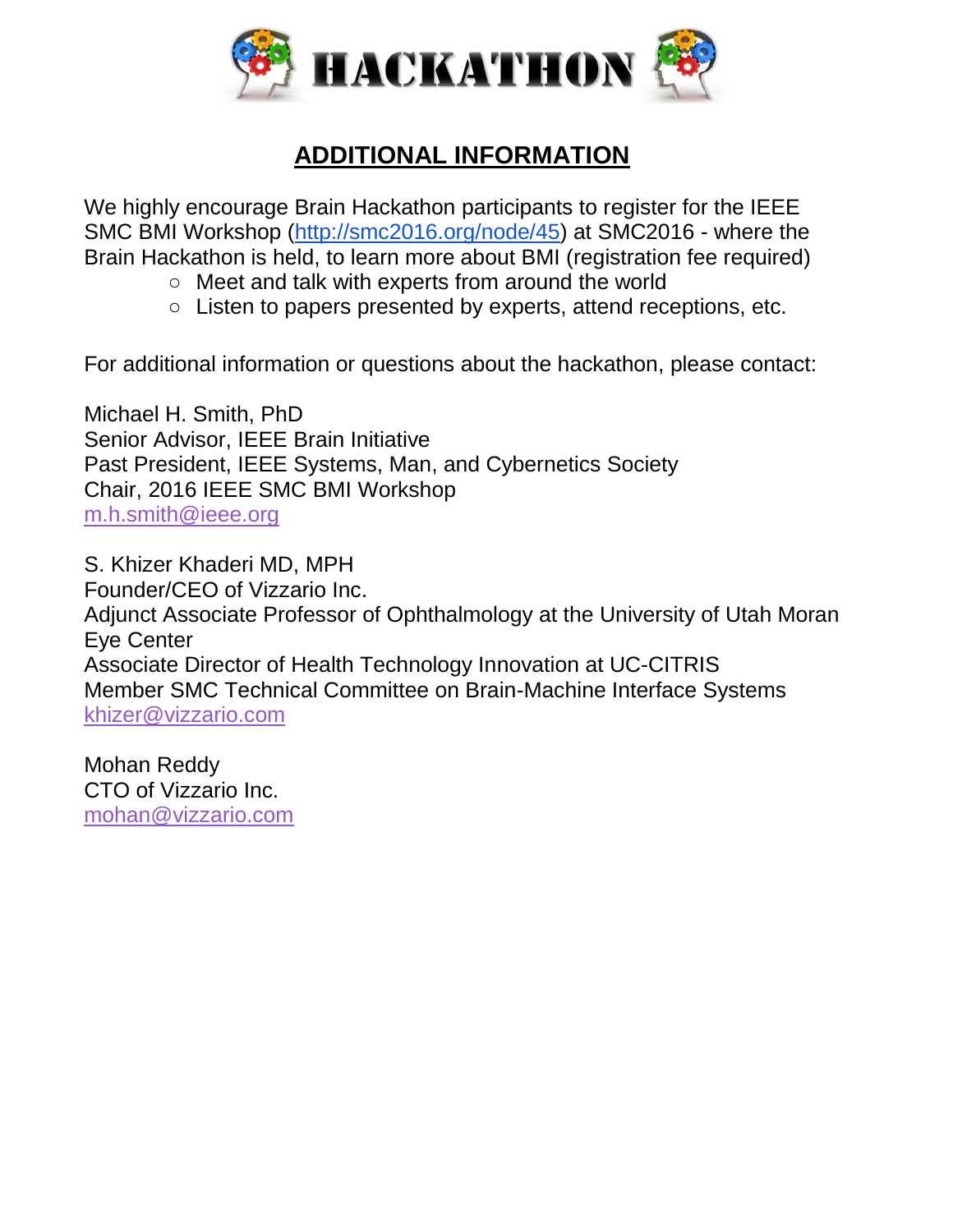# HACKATHON

## ADDITIONAL INFORMATION

We highly encourage Brain Hackathon participants to register for the IEEE SMC BMI Workshop (http://smc2016.org/node/45) at SMC2016 - where the Brain Hackathon is held, to learn more about BMI (registration fee required)

- Meet and talk with experts from around the world
- Listen to papers presented by experts, attend receptions, etc.

For additional information or questions about the hackathon, please contact:

Michael H. Smith, PhD
Senior Advisor, IEEE Brain Initiative
Past President, IEEE Systems, Man, and Cybernetics Society
Chair, 2016 IEEE SMC BMI Workshop
m.h.smith@ieee.org

S. Khizer Khaderi MD, MPH
Founder/CEO of Vizzario Inc.
Adjunct Associate Professor of Ophthalmology at the University of Utah Moran Eye Center
Associate Director of Health Technology Innovation at UC-CITRIS
Member SMC Technical Committee on Brain-Machine Interface Systems
khizer@vizzario.com

Mohan Reddy
CTO of Vizzario Inc.
mohan@vizzario.com